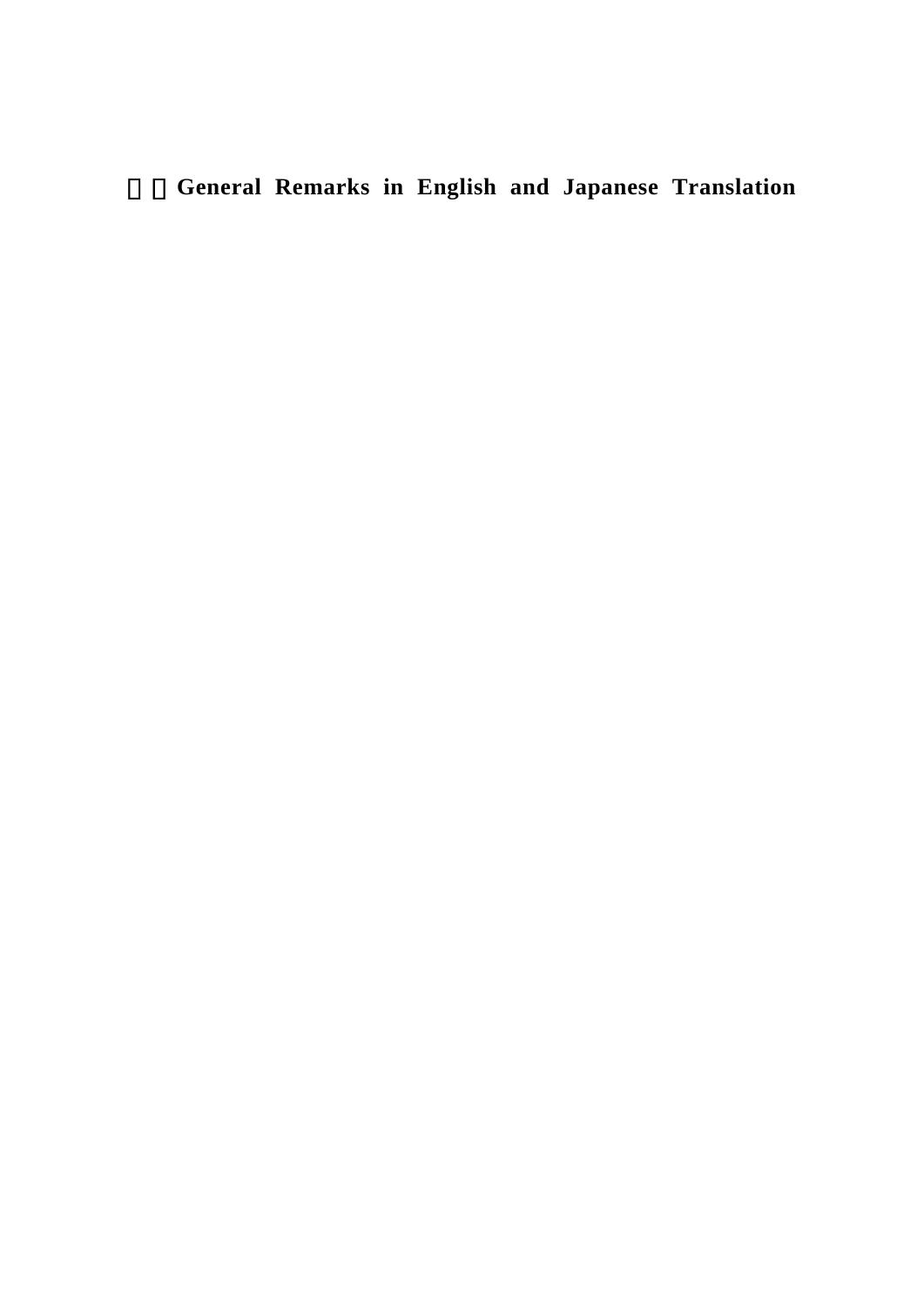# General Remarks in English and Japanese Translation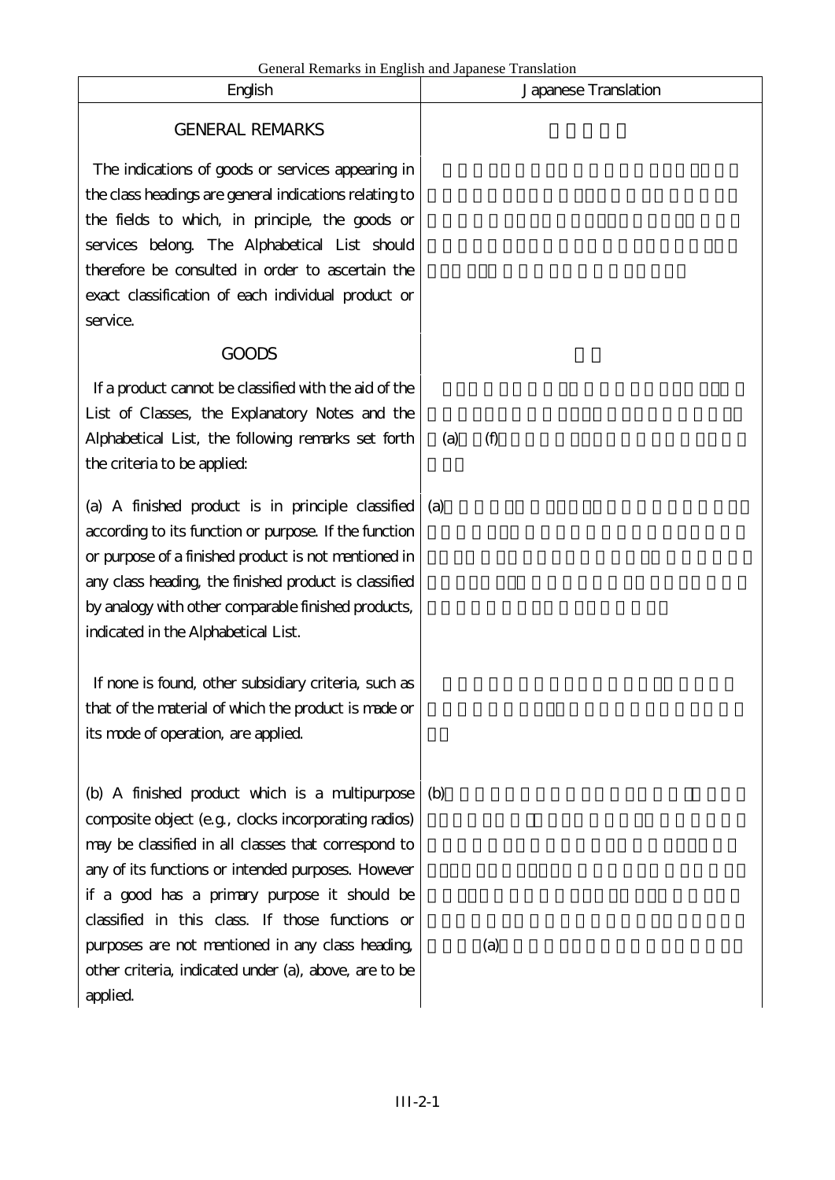General Remarks in English and Japanese Translation

| English | Japanese Translation |
|---|---|
| GENERAL REMARKS | |
| The indications of goods or services appearing in the class headings are general indications relating to the fields to which, in principle, the goods or services belong. The Alphabetical List should therefore be consulted in order to ascertain the exact classification of each individual product or service. | |
| GOODS | |
| If a product cannot be classified with the aid of the List of Classes, the Explanatory Notes and the Alphabetical List, the following remarks set forth the criteria to be applied: | (a) (f) |
| (a) A finished product is in principle classified according to its function or purpose. If the function or purpose of a finished product is not mentioned in any class heading, the finished product is classified by analogy with other comparable finished products, indicated in the Alphabetical List. | (a) |
| If none is found, other subsidiary criteria, such as that of the material of which the product is made or its mode of operation, are applied. | |
| (b) A finished product which is a multipurpose composite object (e.g., clocks incorporating radios) may be classified in all classes that correspond to any of its functions or intended purposes. However if a good has a primary purpose it should be classified in this class. If those functions or purposes are not mentioned in any class heading, other criteria, indicated under (a), above, are to be applied. | (b) (a) |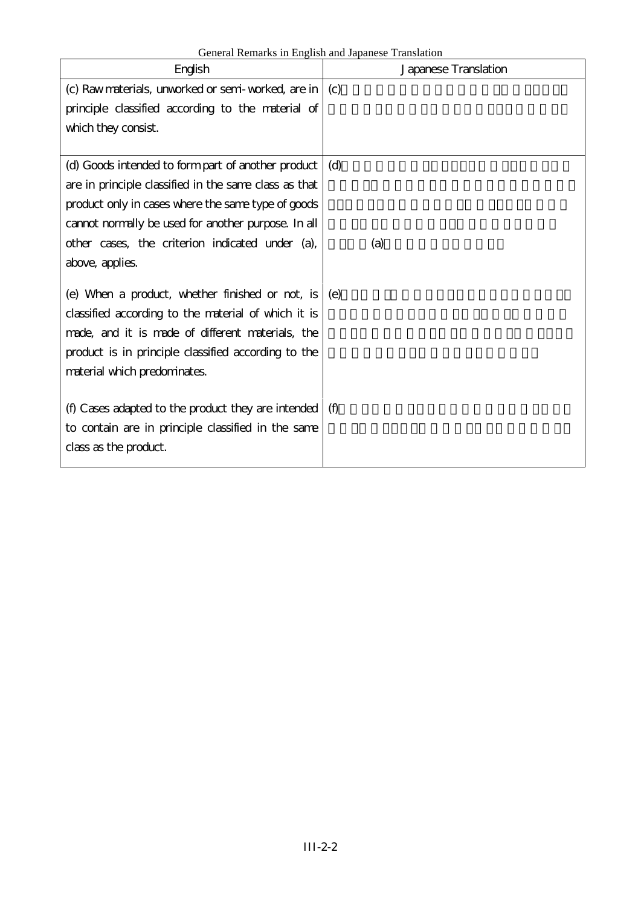General Remarks in English and Japanese Translation

| English | Japanese Translation |
| --- | --- |
| (c) Raw materials, unworked or semi-worked, are in principle classified according to the material of which they consist. | (c) |
| (d) Goods intended to form part of another product are in principle classified in the same class as that product only in cases where the same type of goods cannot normally be used for another purpose. In all other cases, the criterion indicated under (a), above, applies. | (d) (a) |
| (e) When a product, whether finished or not, is classified according to the material of which it is made, and it is made of different materials, the product is in principle classified according to the material which predominates. | (e) |
| (f) Cases adapted to the product they are intended to contain are in principle classified in the same class as the product. | (f) |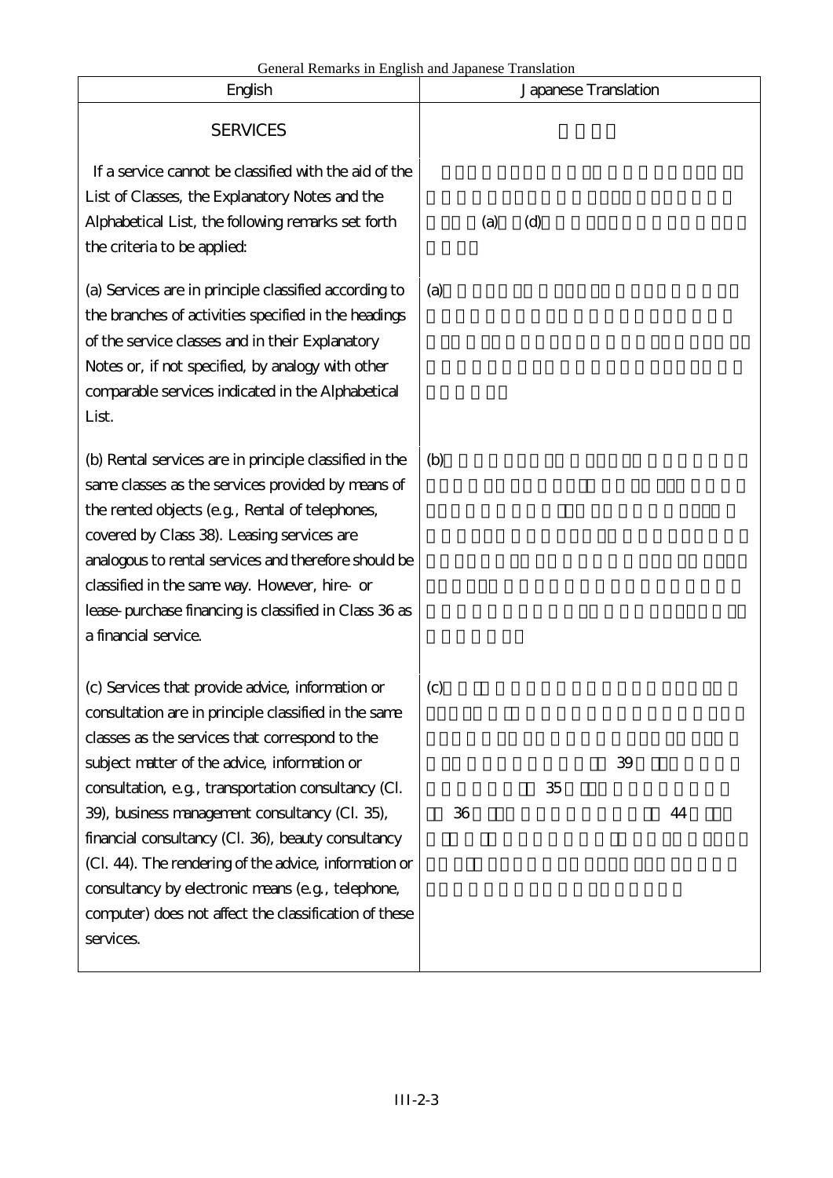General Remarks in English and Japanese Translation

| English | Japanese Translation |
|---|---|
| SERVICES | |
| If a service cannot be classified with the aid of the List of Classes, the Explanatory Notes and the Alphabetical List, the following remarks set forth the criteria to be applied: | (a) (d) |
| (a) Services are in principle classified according to the branches of activities specified in the headings of the service classes and in their Explanatory Notes or, if not specified, by analogy with other comparable services indicated in the Alphabetical List. | (a) |
| (b) Rental services are in principle classified in the same classes as the services provided by means of the rented objects (e.g., Rental of telephones, covered by Class 38). Leasing services are analogous to rental services and therefore should be classified in the same way. However, hire- or lease-purchase financing is classified in Class 36 as a financial service. | (b) |
| (c) Services that provide advice, information or consultation are in principle classified in the same classes as the services that correspond to the subject matter of the advice, information or consultation, e.g., transportation consultancy (Cl. 39), business management consultancy (Cl. 35), financial consultancy (Cl. 36), beauty consultancy (Cl. 44). The rendering of the advice, information or consultancy by electronic means (e.g., telephone, computer) does not affect the classification of these services. | (c) 39 35 36 44 |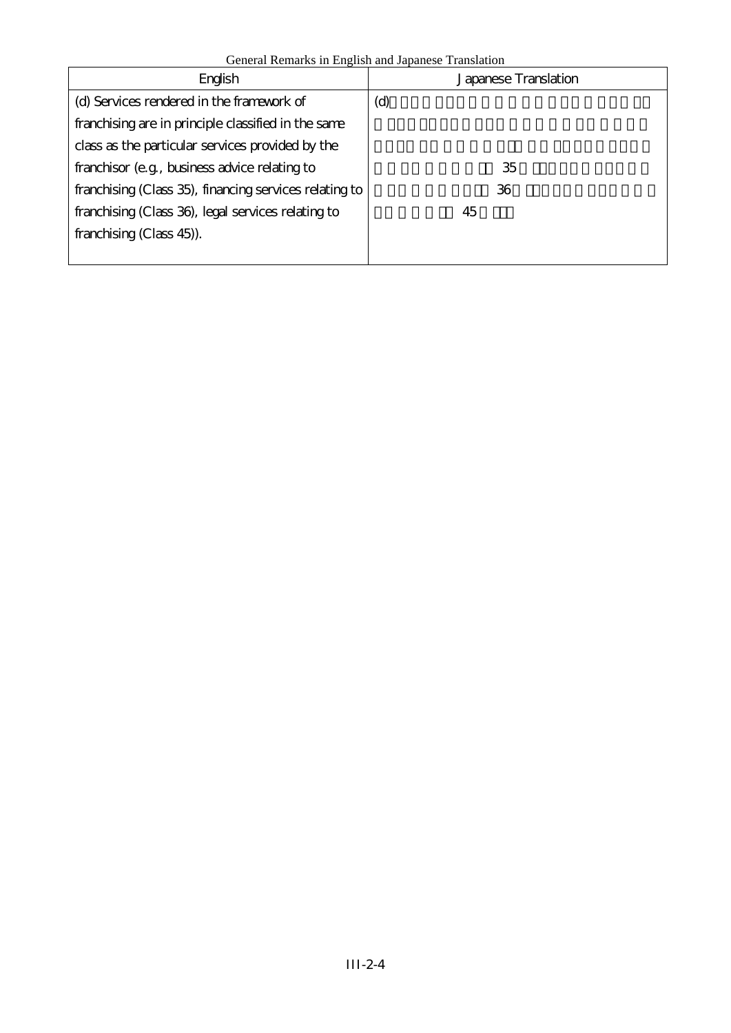General Remarks in English and Japanese Translation

| English | Japanese Translation |
| --- | --- |
| (d) Services rendered in the framework of franchising are in principle classified in the same class as the particular services provided by the franchisor (e.g., business advice relating to franchising (Class 35), financing services relating to franchising (Class 36), legal services relating to franchising (Class 45)). | (d) 35 36 45 |